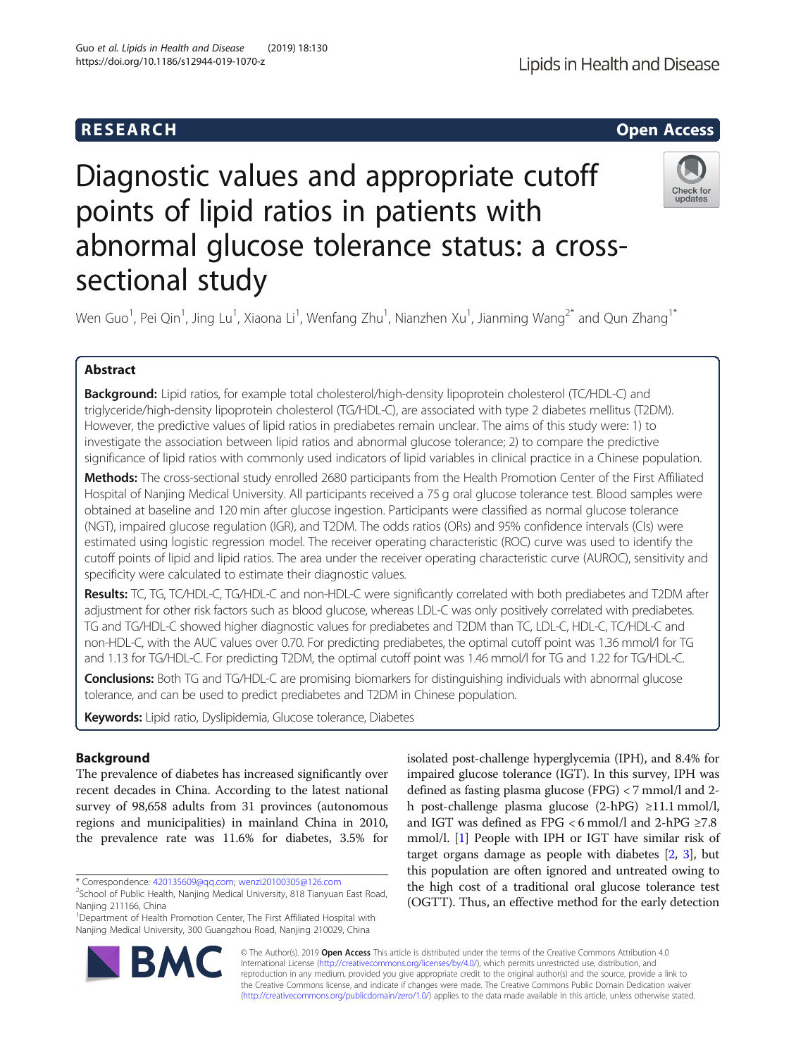RESEARCH

Open Access

# Diagnostic values and appropriate cutoff points of lipid ratios in patients with abnormal glucose tolerance status: a cross-sectional study

Wen Guo[1], Pei Qin[1], Jing Lu[1], Xiaona Li[1], Wenfang Zhu[1], Nianzhen Xu[1], Jianming Wang[2*] and Qun Zhang[1*]

## Abstract

**Background:** Lipid ratios, for example total cholesterol/high-density lipoprotein cholesterol (TC/HDL-C) and triglyceride/high-density lipoprotein cholesterol (TG/HDL-C), are associated with type 2 diabetes mellitus (T2DM). However, the predictive values of lipid ratios in prediabetes remain unclear. The aims of this study were: 1) to investigate the association between lipid ratios and abnormal glucose tolerance; 2) to compare the predictive significance of lipid ratios with commonly used indicators of lipid variables in clinical practice in a Chinese population.

**Methods:** The cross-sectional study enrolled 2680 participants from the Health Promotion Center of the First Affiliated Hospital of Nanjing Medical University. All participants received a 75 g oral glucose tolerance test. Blood samples were obtained at baseline and 120 min after glucose ingestion. Participants were classified as normal glucose tolerance (NGT), impaired glucose regulation (IGR), and T2DM. The odds ratios (ORs) and 95% confidence intervals (CIs) were estimated using logistic regression model. The receiver operating characteristic (ROC) curve was used to identify the cutoff points of lipid and lipid ratios. The area under the receiver operating characteristic curve (AUROC), sensitivity and specificity were calculated to estimate their diagnostic values.

**Results:** TC, TG, TC/HDL-C, TG/HDL-C and non-HDL-C were significantly correlated with both prediabetes and T2DM after adjustment for other risk factors such as blood glucose, whereas LDL-C was only positively correlated with prediabetes. TG and TG/HDL-C showed higher diagnostic values for prediabetes and T2DM than TC, LDL-C, HDL-C, TC/HDL-C and non-HDL-C, with the AUC values over 0.70. For predicting prediabetes, the optimal cutoff point was 1.36 mmol/l for TG and 1.13 for TG/HDL-C. For predicting T2DM, the optimal cutoff point was 1.46 mmol/l for TG and 1.22 for TG/HDL-C.

**Conclusions:** Both TG and TG/HDL-C are promising biomarkers for distinguishing individuals with abnormal glucose tolerance, and can be used to predict prediabetes and T2DM in Chinese population.

**Keywords:** Lipid ratio, Dyslipidemia, Glucose tolerance, Diabetes

## Background

The prevalence of diabetes has increased significantly over recent decades in China. According to the latest national survey of 98,658 adults from 31 provinces (autonomous regions and municipalities) in mainland China in 2010, the prevalence rate was 11.6% for diabetes, 3.5% for isolated post-challenge hyperglycemia (IPH), and 8.4% for impaired glucose tolerance (IGT). In this survey, IPH was defined as fasting plasma glucose (FPG) < 7 mmol/l and 2-h post-challenge plasma glucose (2-hPG) ≥11.1 mmol/l, and IGT was defined as FPG < 6 mmol/l and 2-hPG ≥7.8 mmol/l. [1] People with IPH or IGT have similar risk of target organs damage as people with diabetes [2, 3], but this population are often ignored and untreated owing to the high cost of a traditional oral glucose tolerance test (OGTT). Thus, an effective method for the early detection

* Correspondence: 420135609@qq.com; wenzi20100305@126.com
[2]School of Public Health, Nanjing Medical University, 818 Tianyuan East Road, Nanjing 211166, China
[1]Department of Health Promotion Center, The First Affiliated Hospital with Nanjing Medical University, 300 Guangzhou Road, Nanjing 210029, China

© The Author(s). 2019 **Open Access** This article is distributed under the terms of the Creative Commons Attribution 4.0 International License (http://creativecommons.org/licenses/by/4.0/), which permits unrestricted use, distribution, and reproduction in any medium, provided you give appropriate credit to the original author(s) and the source, provide a link to the Creative Commons license, and indicate if changes were made. The Creative Commons Public Domain Dedication waiver (http://creativecommons.org/publicdomain/zero/1.0/) applies to the data made available in this article, unless otherwise stated.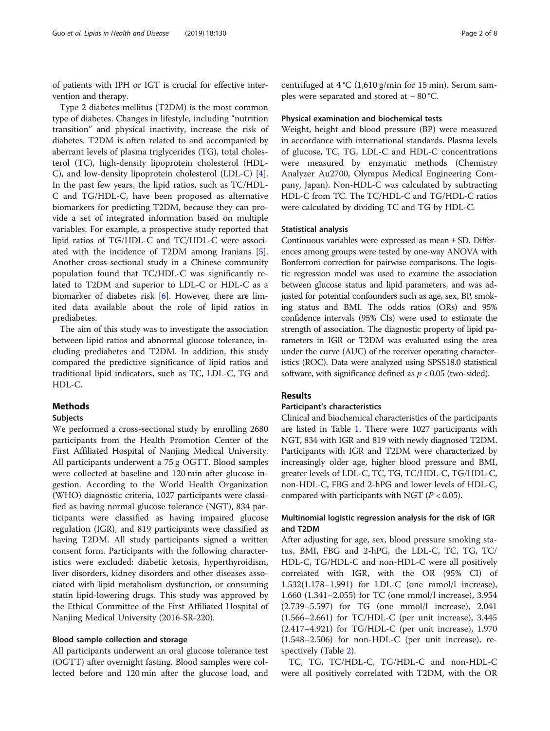of patients with IPH or IGT is crucial for effective intervention and therapy.

Type 2 diabetes mellitus (T2DM) is the most common type of diabetes. Changes in lifestyle, including "nutrition transition" and physical inactivity, increase the risk of diabetes. T2DM is often related to and accompanied by aberrant levels of plasma triglycerides (TG), total cholesterol (TC), high-density lipoprotein cholesterol (HDL-C), and low-density lipoprotein cholesterol (LDL-C) [4]. In the past few years, the lipid ratios, such as TC/HDL-C and TG/HDL-C, have been proposed as alternative biomarkers for predicting T2DM, because they can provide a set of integrated information based on multiple variables. For example, a prospective study reported that lipid ratios of TG/HDL-C and TC/HDL-C were associated with the incidence of T2DM among Iranians [5]. Another cross-sectional study in a Chinese community population found that TC/HDL-C was significantly related to T2DM and superior to LDL-C or HDL-C as a biomarker of diabetes risk [6]. However, there are limited data available about the role of lipid ratios in prediabetes.

The aim of this study was to investigate the association between lipid ratios and abnormal glucose tolerance, including prediabetes and T2DM. In addition, this study compared the predictive significance of lipid ratios and traditional lipid indicators, such as TC, LDL-C, TG and HDL-C.

## Methods

### Subjects

We performed a cross-sectional study by enrolling 2680 participants from the Health Promotion Center of the First Affiliated Hospital of Nanjing Medical University. All participants underwent a 75 g OGTT. Blood samples were collected at baseline and 120 min after glucose ingestion. According to the World Health Organization (WHO) diagnostic criteria, 1027 participants were classified as having normal glucose tolerance (NGT), 834 participants were classified as having impaired glucose regulation (IGR), and 819 participants were classified as having T2DM. All study participants signed a written consent form. Participants with the following characteristics were excluded: diabetic ketosis, hyperthyroidism, liver disorders, kidney disorders and other diseases associated with lipid metabolism dysfunction, or consuming statin lipid-lowering drugs. This study was approved by the Ethical Committee of the First Affiliated Hospital of Nanjing Medical University (2016-SR-220).

### Blood sample collection and storage

All participants underwent an oral glucose tolerance test (OGTT) after overnight fasting. Blood samples were collected before and 120 min after the glucose load, and centrifuged at 4 °C (1,610 g/min for 15 min). Serum samples were separated and stored at − 80 °C.

### Physical examination and biochemical tests

Weight, height and blood pressure (BP) were measured in accordance with international standards. Plasma levels of glucose, TC, TG, LDL-C and HDL-C concentrations were measured by enzymatic methods (Chemistry Analyzer Au2700, Olympus Medical Engineering Company, Japan). Non-HDL-C was calculated by subtracting HDL-C from TC. The TC/HDL-C and TG/HDL-C ratios were calculated by dividing TC and TG by HDL-C.

### Statistical analysis

Continuous variables were expressed as mean ± SD. Differences among groups were tested by one-way ANOVA with Bonferroni correction for pairwise comparisons. The logistic regression model was used to examine the association between glucose status and lipid parameters, and was adjusted for potential confounders such as age, sex, BP, smoking status and BMI. The odds ratios (ORs) and 95% confidence intervals (95% CIs) were used to estimate the strength of association. The diagnostic property of lipid parameters in IGR or T2DM was evaluated using the area under the curve (AUC) of the receiver operating characteristics (ROC). Data were analyzed using SPSS18.0 statistical software, with significance defined as $p < 0.05$ (two-sided).

## Results

### Participant's characteristics

Clinical and biochemical characteristics of the participants are listed in Table 1. There were 1027 participants with NGT, 834 with IGR and 819 with newly diagnosed T2DM. Participants with IGR and T2DM were characterized by increasingly older age, higher blood pressure and BMI, greater levels of LDL-C, TC, TG, TC/HDL-C, TG/HDL-C, non-HDL-C, FBG and 2-hPG and lower levels of HDL-C, compared with participants with NGT ($P < 0.05$).

### Multinomial logistic regression analysis for the risk of IGR and T2DM

After adjusting for age, sex, blood pressure smoking status, BMI, FBG and 2-hPG, the LDL-C, TC, TG, TC/HDL-C, TG/HDL-C and non-HDL-C were all positively correlated with IGR, with the OR (95% CI) of 1.532(1.178–1.991) for LDL-C (one mmol/l increase), 1.660 (1.341–2.055) for TC (one mmol/l increase), 3.954 (2.739–5.597) for TG (one mmol/l increase), 2.041 (1.566–2.661) for TC/HDL-C (per unit increase), 3.445 (2.417–4.921) for TG/HDL-C (per unit increase), 1.970 (1.548–2.506) for non-HDL-C (per unit increase), respectively (Table 2).

TC, TG, TC/HDL-C, TG/HDL-C and non-HDL-C were all positively correlated with T2DM, with the OR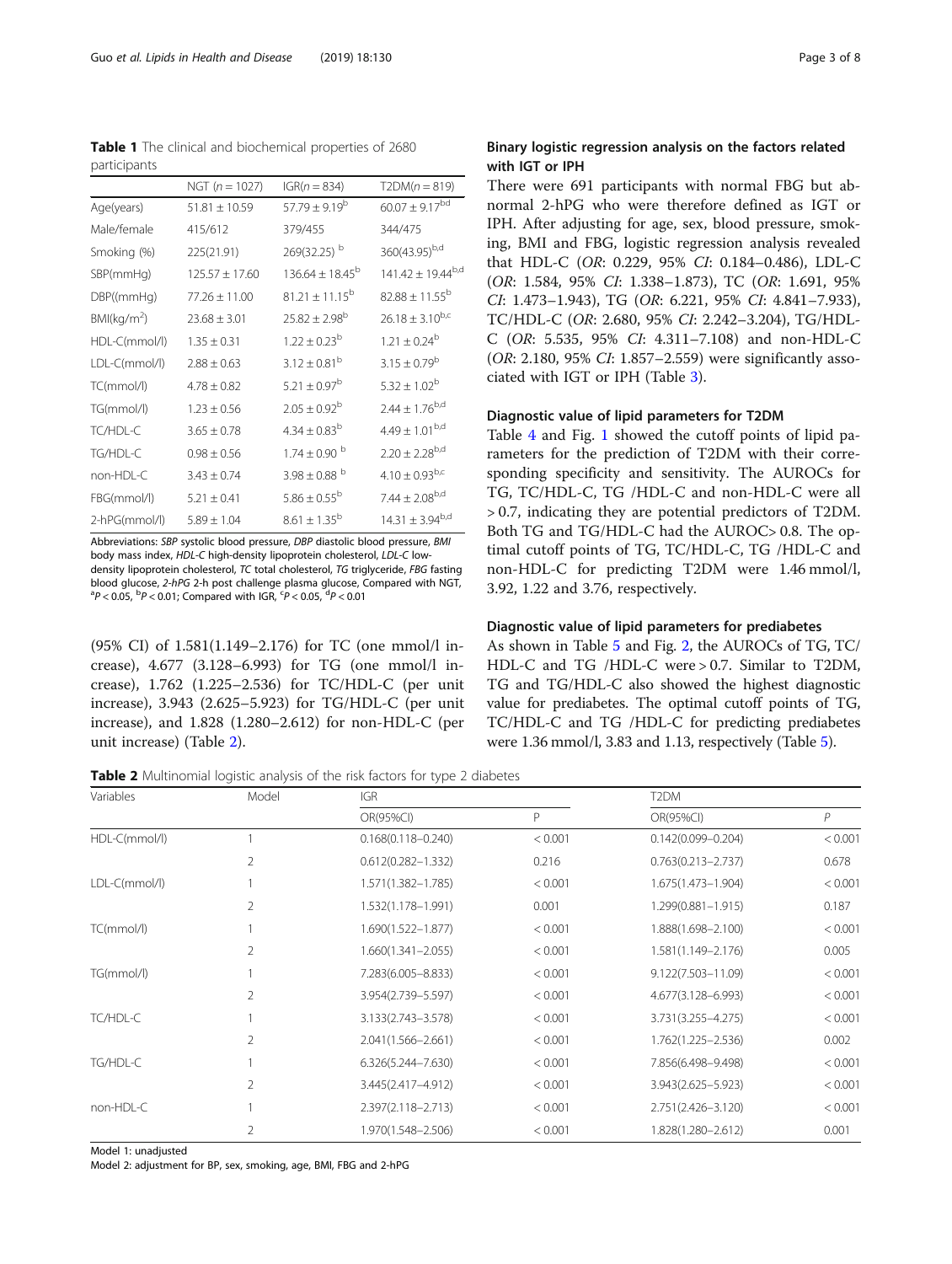**Table 1** The clinical and biochemical properties of 2680 participants

| | NGT ($n$ = 1027) | IGR($n$ = 834) | T2DM($n$ = 819) |
|---|---|---|---|
| Age(years) | 51.81 ± 10.59 | 57.79 ± 9.19[b] | 60.07 ± 9.17[bd] |
| Male/female | 415/612 | 379/455 | 344/475 |
| Smoking (%) | 225(21.91) | 269(32.25) [b] | 360(43.95)[b,d] |
| SBP(mmHg) | 125.57 ± 17.60 | 136.64 ± 18.45[b] | 141.42 ± 19.44[b,d] |
| DBP((mmHg) | 77.26 ± 11.00 | 81.21 ± 11.15[b] | 82.88 ± 11.55[b] |
| BMI(kg/m$^2$) | 23.68 ± 3.01 | 25.82 ± 2.98[b] | 26.18 ± 3.10[b,c] |
| HDL-C(mmol/l) | 1.35 ± 0.31 | 1.22 ± 0.23[b] | 1.21 ± 0.24[b] |
| LDL-C(mmol/l) | 2.88 ± 0.63 | 3.12 ± 0.81[b] | 3.15 ± 0.79[b] |
| TC(mmol/l) | 4.78 ± 0.82 | 5.21 ± 0.97[b] | 5.32 ± 1.02[b] |
| TG(mmol/l) | 1.23 ± 0.56 | 2.05 ± 0.92[b] | 2.44 ± 1.76[b,d] |
| TC/HDL-C | 3.65 ± 0.78 | 4.34 ± 0.83[b] | 4.49 ± 1.01[b,d] |
| TG/HDL-C | 0.98 ± 0.56 | 1.74 ± 0.90 [b] | 2.20 ± 2.28[b,d] |
| non-HDL-C | 3.43 ± 0.74 | 3.98 ± 0.88 [b] | 4.10 ± 0.93[b,c] |
| FBG(mmol/l) | 5.21 ± 0.41 | 5.86 ± 0.55[b] | 7.44 ± 2.08[b,d] |
| 2-hPG(mmol/l) | 5.89 ± 1.04 | 8.61 ± 1.35[b] | 14.31 ± 3.94[b,d] |

Abbreviations: *SBP* systolic blood pressure, *DBP* diastolic blood pressure, *BMI* body mass index, *HDL-C* high-density lipoprotein cholesterol, *LDL-C* low-density lipoprotein cholesterol, *TC* total cholesterol, *TG* triglyceride, *FBG* fasting blood glucose, *2-hPG* 2-h post challenge plasma glucose, Compared with NGT, [a]$P < 0.05$, [b]$P < 0.01$; Compared with IGR, [c]$P < 0.05$, [d]$P < 0.01$

(95% CI) of 1.581(1.149–2.176) for TC (one mmol/l increase), 4.677 (3.128–6.993) for TG (one mmol/l increase), 1.762 (1.225–2.536) for TC/HDL-C (per unit increase), 3.943 (2.625–5.923) for TG/HDL-C (per unit increase), and 1.828 (1.280–2.612) for non-HDL-C (per unit increase) (Table 2).

### Binary logistic regression analysis on the factors related with IGT or IPH

There were 691 participants with normal FBG but abnormal 2-hPG who were therefore defined as IGT or IPH. After adjusting for age, sex, blood pressure, smoking, BMI and FBG, logistic regression analysis revealed that HDL-C (*OR*: 0.229, 95% *CI*: 0.184–0.486), LDL-C (*OR*: 1.584, 95% *CI*: 1.338–1.873), TC (*OR*: 1.691, 95% *CI*: 1.473–1.943), TG (*OR*: 6.221, 95% *CI*: 4.841–7.933), TC/HDL-C (*OR*: 2.680, 95% *CI*: 2.242–3.204), TG/HDL-C (*OR*: 5.535, 95% *CI*: 4.311–7.108) and non-HDL-C (*OR*: 2.180, 95% *CI*: 1.857–2.559) were significantly associated with IGT or IPH (Table 3).

### Diagnostic value of lipid parameters for T2DM

Table 4 and Fig. 1 showed the cutoff points of lipid parameters for the prediction of T2DM with their corresponding specificity and sensitivity. The AUROCs for TG, TC/HDL-C, TG /HDL-C and non-HDL-C were all > 0.7, indicating they are potential predictors of T2DM. Both TG and TG/HDL-C had the AUROC> 0.8. The optimal cutoff points of TG, TC/HDL-C, TG /HDL-C and non-HDL-C for predicting T2DM were 1.46 mmol/l, 3.92, 1.22 and 3.76, respectively.

### Diagnostic value of lipid parameters for prediabetes

As shown in Table 5 and Fig. 2, the AUROCs of TG, TC/HDL-C and TG /HDL-C were > 0.7. Similar to T2DM, TG and TG/HDL-C also showed the highest diagnostic value for prediabetes. The optimal cutoff points of TG, TC/HDL-C and TG /HDL-C for predicting prediabetes were 1.36 mmol/l, 3.83 and 1.13, respectively (Table 5).

**Table 2** Multinomial logistic analysis of the risk factors for type 2 diabetes

| Variables | Model | IGR | | T2DM | |
|---|---|---|---|---|---|
| | | OR(95%CI) | P | OR(95%CI) | *P* |
| HDL-C(mmol/l) | 1 | 0.168(0.118–0.240) | < 0.001 | 0.142(0.099–0.204) | < 0.001 |
| | 2 | 0.612(0.282–1.332) | 0.216 | 0.763(0.213–2.737) | 0.678 |
| LDL-C(mmol/l) | 1 | 1.571(1.382–1.785) | < 0.001 | 1.675(1.473–1.904) | < 0.001 |
| | 2 | 1.532(1.178–1.991) | 0.001 | 1.299(0.881–1.915) | 0.187 |
| TC(mmol/l) | 1 | 1.690(1.522–1.877) | < 0.001 | 1.888(1.698–2.100) | < 0.001 |
| | 2 | 1.660(1.341–2.055) | < 0.001 | 1.581(1.149–2.176) | 0.005 |
| TG(mmol/l) | 1 | 7.283(6.005–8.833) | < 0.001 | 9.122(7.503–11.09) | < 0.001 |
| | 2 | 3.954(2.739–5.597) | < 0.001 | 4.677(3.128–6.993) | < 0.001 |
| TC/HDL-C | 1 | 3.133(2.743–3.578) | < 0.001 | 3.731(3.255–4.275) | < 0.001 |
| | 2 | 2.041(1.566–2.661) | < 0.001 | 1.762(1.225–2.536) | 0.002 |
| TG/HDL-C | 1 | 6.326(5.244–7.630) | < 0.001 | 7.856(6.498–9.498) | < 0.001 |
| | 2 | 3.445(2.417–4.912) | < 0.001 | 3.943(2.625–5.923) | < 0.001 |
| non-HDL-C | 1 | 2.397(2.118–2.713) | < 0.001 | 2.751(2.426–3.120) | < 0.001 |
| | 2 | 1.970(1.548–2.506) | < 0.001 | 1.828(1.280–2.612) | 0.001 |

Model 1: unadjusted
Model 2: adjustment for BP, sex, smoking, age, BMI, FBG and 2-hPG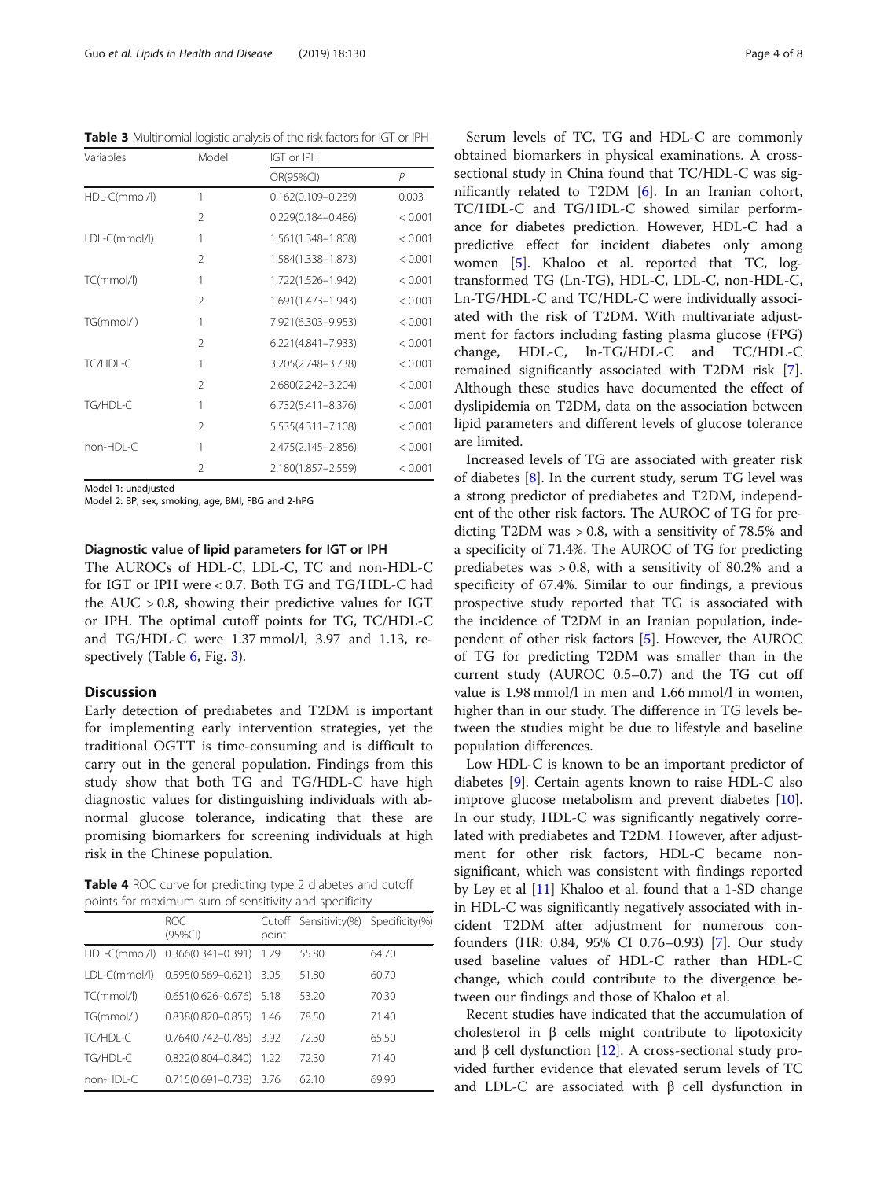**Table 3** Multinomial logistic analysis of the risk factors for IGT or IPH

| Variables | Model | IGT or IPH | |
|---|---|---|---|
| | | OR(95%CI) | *P* |
| HDL-C(mmol/l) | 1 | 0.162(0.109–0.239) | 0.003 |
| | 2 | 0.229(0.184–0.486) | < 0.001 |
| LDL-C(mmol/l) | 1 | 1.561(1.348–1.808) | < 0.001 |
| | 2 | 1.584(1.338–1.873) | < 0.001 |
| TC(mmol/l) | 1 | 1.722(1.526–1.942) | < 0.001 |
| | 2 | 1.691(1.473–1.943) | < 0.001 |
| TG(mmol/l) | 1 | 7.921(6.303–9.953) | < 0.001 |
| | 2 | 6.221(4.841–7.933) | < 0.001 |
| TC/HDL-C | 1 | 3.205(2.748–3.738) | < 0.001 |
| | 2 | 2.680(2.242–3.204) | < 0.001 |
| TG/HDL-C | 1 | 6.732(5.411–8.376) | < 0.001 |
| | 2 | 5.535(4.311–7.108) | < 0.001 |
| non-HDL-C | 1 | 2.475(2.145–2.856) | < 0.001 |
| | 2 | 2.180(1.857–2.559) | < 0.001 |

Model 1: unadjusted
Model 2: BP, sex, smoking, age, BMI, FBG and 2-hPG

### Diagnostic value of lipid parameters for IGT or IPH

The AUROCs of HDL-C, LDL-C, TC and non-HDL-C for IGT or IPH were < 0.7. Both TG and TG/HDL-C had the AUC > 0.8, showing their predictive values for IGT or IPH. The optimal cutoff points for TG, TC/HDL-C and TG/HDL-C were 1.37 mmol/l, 3.97 and 1.13, respectively (Table 6, Fig. 3).

## Discussion

Early detection of prediabetes and T2DM is important for implementing early intervention strategies, yet the traditional OGTT is time-consuming and is difficult to carry out in the general population. Findings from this study show that both TG and TG/HDL-C have high diagnostic values for distinguishing individuals with abnormal glucose tolerance, indicating that these are promising biomarkers for screening individuals at high risk in the Chinese population.

**Table 4** ROC curve for predicting type 2 diabetes and cutoff points for maximum sum of sensitivity and specificity

| | ROC (95%CI) | Cutoff point | Sensitivity(%) | Specificity(%) |
|---|---|---|---|---|
| HDL-C(mmol/l) | 0.366(0.341–0.391) | 1.29 | 55.80 | 64.70 |
| LDL-C(mmol/l) | 0.595(0.569–0.621) | 3.05 | 51.80 | 60.70 |
| TC(mmol/l) | 0.651(0.626–0.676) | 5.18 | 53.20 | 70.30 |
| TG(mmol/l) | 0.838(0.820–0.855) | 1.46 | 78.50 | 71.40 |
| TC/HDL-C | 0.764(0.742–0.785) | 3.92 | 72.30 | 65.50 |
| TG/HDL-C | 0.822(0.804–0.840) | 1.22 | 72.30 | 71.40 |
| non-HDL-C | 0.715(0.691–0.738) | 3.76 | 62.10 | 69.90 |

Serum levels of TC, TG and HDL-C are commonly obtained biomarkers in physical examinations. A cross-sectional study in China found that TC/HDL-C was significantly related to T2DM [6]. In an Iranian cohort, TC/HDL-C and TG/HDL-C showed similar performance for diabetes prediction. However, HDL-C had a predictive effect for incident diabetes only among women [5]. Khaloo et al. reported that TC, log-transformed TG (Ln-TG), HDL-C, LDL-C, non-HDL-C, Ln-TG/HDL-C and TC/HDL-C were individually associated with the risk of T2DM. With multivariate adjustment for factors including fasting plasma glucose (FPG) change, HDL-C, ln-TG/HDL-C and TC/HDL-C remained significantly associated with T2DM risk [7]. Although these studies have documented the effect of dyslipidemia on T2DM, data on the association between lipid parameters and different levels of glucose tolerance are limited.

Increased levels of TG are associated with greater risk of diabetes [8]. In the current study, serum TG level was a strong predictor of prediabetes and T2DM, independent of the other risk factors. The AUROC of TG for predicting T2DM was > 0.8, with a sensitivity of 78.5% and a specificity of 71.4%. The AUROC of TG for predicting prediabetes was > 0.8, with a sensitivity of 80.2% and a specificity of 67.4%. Similar to our findings, a previous prospective study reported that TG is associated with the incidence of T2DM in an Iranian population, independent of other risk factors [5]. However, the AUROC of TG for predicting T2DM was smaller than in the current study (AUROC 0.5–0.7) and the TG cut off value is 1.98 mmol/l in men and 1.66 mmol/l in women, higher than in our study. The difference in TG levels between the studies might be due to lifestyle and baseline population differences.

Low HDL-C is known to be an important predictor of diabetes [9]. Certain agents known to raise HDL-C also improve glucose metabolism and prevent diabetes [10]. In our study, HDL-C was significantly negatively correlated with prediabetes and T2DM. However, after adjustment for other risk factors, HDL-C became non-significant, which was consistent with findings reported by Ley et al [11] Khaloo et al. found that a 1-SD change in HDL-C was significantly negatively associated with incident T2DM after adjustment for numerous confounders (HR: 0.84, 95% CI 0.76–0.93) [7]. Our study used baseline values of HDL-C rather than HDL-C change, which could contribute to the divergence between our findings and those of Khaloo et al.

Recent studies have indicated that the accumulation of cholesterol in β cells might contribute to lipotoxicity and β cell dysfunction [12]. A cross-sectional study provided further evidence that elevated serum levels of TC and LDL-C are associated with β cell dysfunction in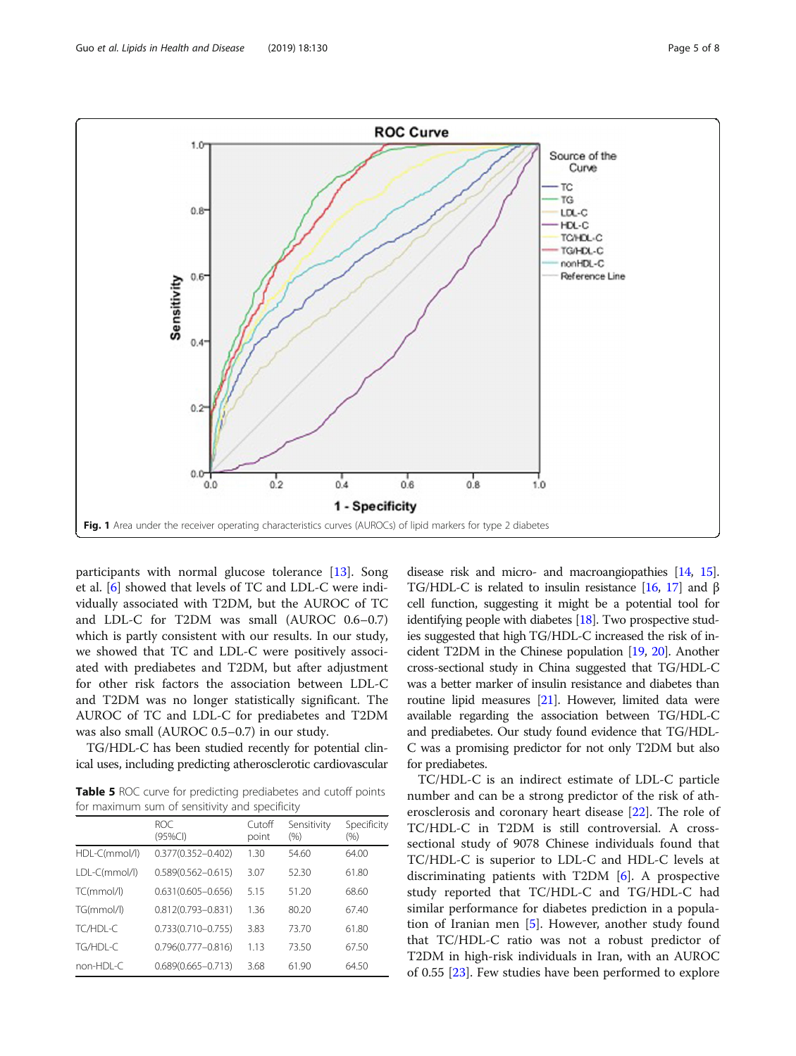Fig. 1 Area under the receiver operating characteristics curves (AUROCs) of lipid markers for type 2 diabetes

participants with normal glucose tolerance [13]. Song et al. [6] showed that levels of TC and LDL-C were individually associated with T2DM, but the AUROC of TC and LDL-C for T2DM was small (AUROC 0.6–0.7) which is partly consistent with our results. In our study, we showed that TC and LDL-C were positively associated with prediabetes and T2DM, but after adjustment for other risk factors the association between LDL-C and T2DM was no longer statistically significant. The AUROC of TC and LDL-C for prediabetes and T2DM was also small (AUROC 0.5–0.7) in our study.

TG/HDL-C has been studied recently for potential clinical uses, including predicting atherosclerotic cardiovascular disease risk and micro- and macroangiopathies [14, 15]. TG/HDL-C is related to insulin resistance [16, 17] and β cell function, suggesting it might be a potential tool for identifying people with diabetes [18]. Two prospective studies suggested that high TG/HDL-C increased the risk of incident T2DM in the Chinese population [19, 20]. Another cross-sectional study in China suggested that TG/HDL-C was a better marker of insulin resistance and diabetes than routine lipid measures [21]. However, limited data were available regarding the association between TG/HDL-C and prediabetes. Our study found evidence that TG/HDL-C was a promising predictor for not only T2DM but also for prediabetes.

**Table 5** ROC curve for predicting prediabetes and cutoff points for maximum sum of sensitivity and specificity

| | ROC (95%CI) | Cutoff point | Sensitivity (%) | Specificity (%) |
|---|---|---|---|---|
| HDL-C(mmol/l) | 0.377(0.352–0.402) | 1.30 | 54.60 | 64.00 |
| LDL-C(mmol/l) | 0.589(0.562–0.615) | 3.07 | 52.30 | 61.80 |
| TC(mmol/l) | 0.631(0.605–0.656) | 5.15 | 51.20 | 68.60 |
| TG(mmol/l) | 0.812(0.793–0.831) | 1.36 | 80.20 | 67.40 |
| TC/HDL-C | 0.733(0.710–0.755) | 3.83 | 73.70 | 61.80 |
| TG/HDL-C | 0.796(0.777–0.816) | 1.13 | 73.50 | 67.50 |
| non-HDL-C | 0.689(0.665–0.713) | 3.68 | 61.90 | 64.50 |

TC/HDL-C is an indirect estimate of LDL-C particle number and can be a strong predictor of the risk of atherosclerosis and coronary heart disease [22]. The role of TC/HDL-C in T2DM is still controversial. A cross-sectional study of 9078 Chinese individuals found that TC/HDL-C is superior to LDL-C and HDL-C levels at discriminating patients with T2DM [6]. A prospective study reported that TC/HDL-C and TG/HDL-C had similar performance for diabetes prediction in a population of Iranian men [5]. However, another study found that TC/HDL-C ratio was not a robust predictor of T2DM in high-risk individuals in Iran, with an AUROC of 0.55 [23]. Few studies have been performed to explore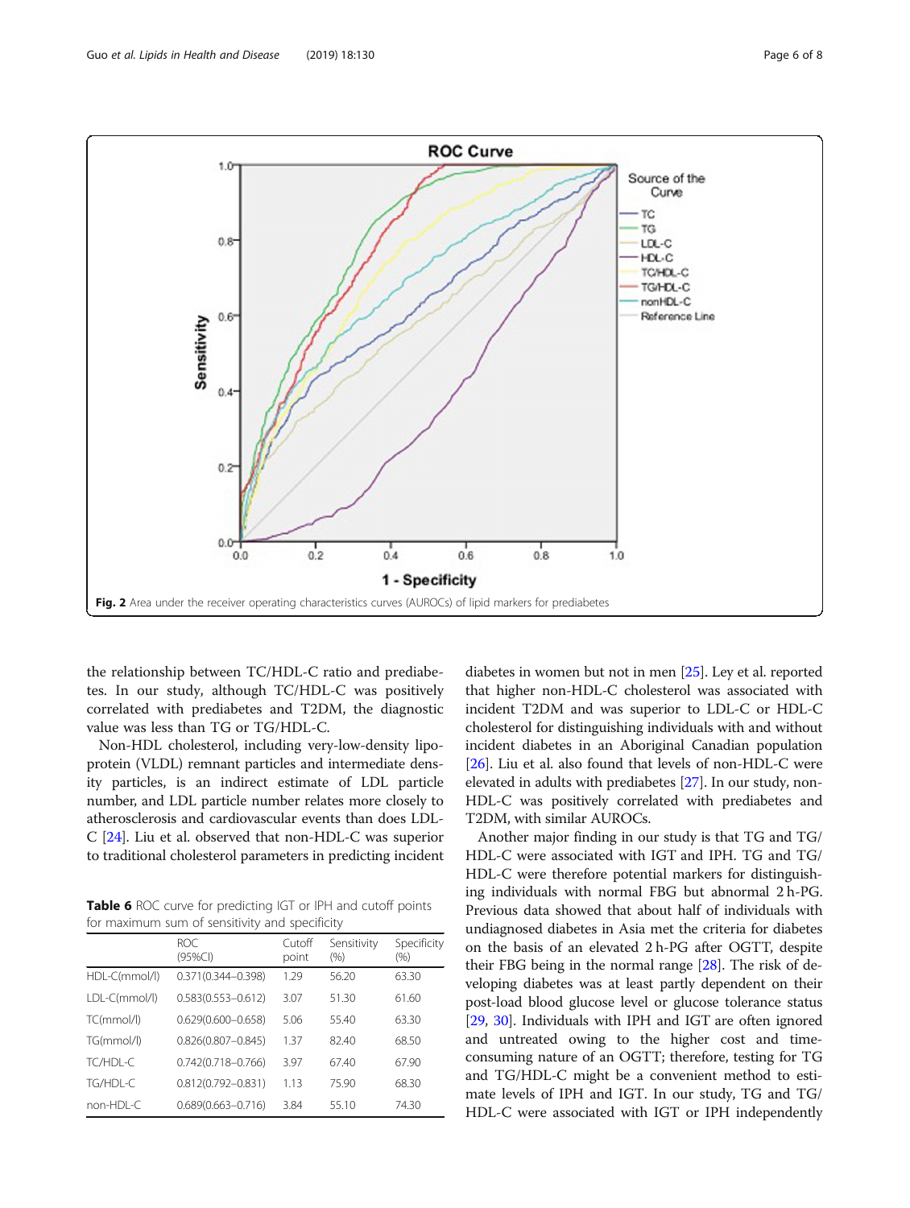Fig. 2 Area under the receiver operating characteristics curves (AUROCs) of lipid markers for prediabetes

the relationship between TC/HDL-C ratio and prediabetes. In our study, although TC/HDL-C was positively correlated with prediabetes and T2DM, the diagnostic value was less than TG or TG/HDL-C.

Non-HDL cholesterol, including very-low-density lipoprotein (VLDL) remnant particles and intermediate density particles, is an indirect estimate of LDL particle number, and LDL particle number relates more closely to atherosclerosis and cardiovascular events than does LDL-C [24]. Liu et al. observed that non-HDL-C was superior to traditional cholesterol parameters in predicting incident diabetes in women but not in men [25]. Ley et al. reported that higher non-HDL-C cholesterol was associated with incident T2DM and was superior to LDL-C or HDL-C cholesterol for distinguishing individuals with and without incident diabetes in an Aboriginal Canadian population [26]. Liu et al. also found that levels of non-HDL-C were elevated in adults with prediabetes [27]. In our study, non-HDL-C was positively correlated with prediabetes and T2DM, with similar AUROCs.

**Table 6** ROC curve for predicting IGT or IPH and cutoff points for maximum sum of sensitivity and specificity

| | ROC (95%CI) | Cutoff point | Sensitivity (%) | Specificity (%) |
|---|---|---|---|---|
| HDL-C(mmol/l) | 0.371(0.344–0.398) | 1.29 | 56.20 | 63.30 |
| LDL-C(mmol/l) | 0.583(0.553–0.612) | 3.07 | 51.30 | 61.60 |
| TC(mmol/l) | 0.629(0.600–0.658) | 5.06 | 55.40 | 63.30 |
| TG(mmol/l) | 0.826(0.807–0.845) | 1.37 | 82.40 | 68.50 |
| TC/HDL-C | 0.742(0.718–0.766) | 3.97 | 67.40 | 67.90 |
| TG/HDL-C | 0.812(0.792–0.831) | 1.13 | 75.90 | 68.30 |
| non-HDL-C | 0.689(0.663–0.716) | 3.84 | 55.10 | 74.30 |

Another major finding in our study is that TG and TG/HDL-C were associated with IGT and IPH. TG and TG/HDL-C were therefore potential markers for distinguishing individuals with normal FBG but abnormal 2 h-PG. Previous data showed that about half of individuals with undiagnosed diabetes in Asia met the criteria for diabetes on the basis of an elevated 2 h-PG after OGTT, despite their FBG being in the normal range [28]. The risk of developing diabetes was at least partly dependent on their post-load blood glucose level or glucose tolerance status [29, 30]. Individuals with IPH and IGT are often ignored and untreated owing to the higher cost and time-consuming nature of an OGTT; therefore, testing for TG and TG/HDL-C might be a convenient method to estimate levels of IPH and IGT. In our study, TG and TG/HDL-C were associated with IGT or IPH independently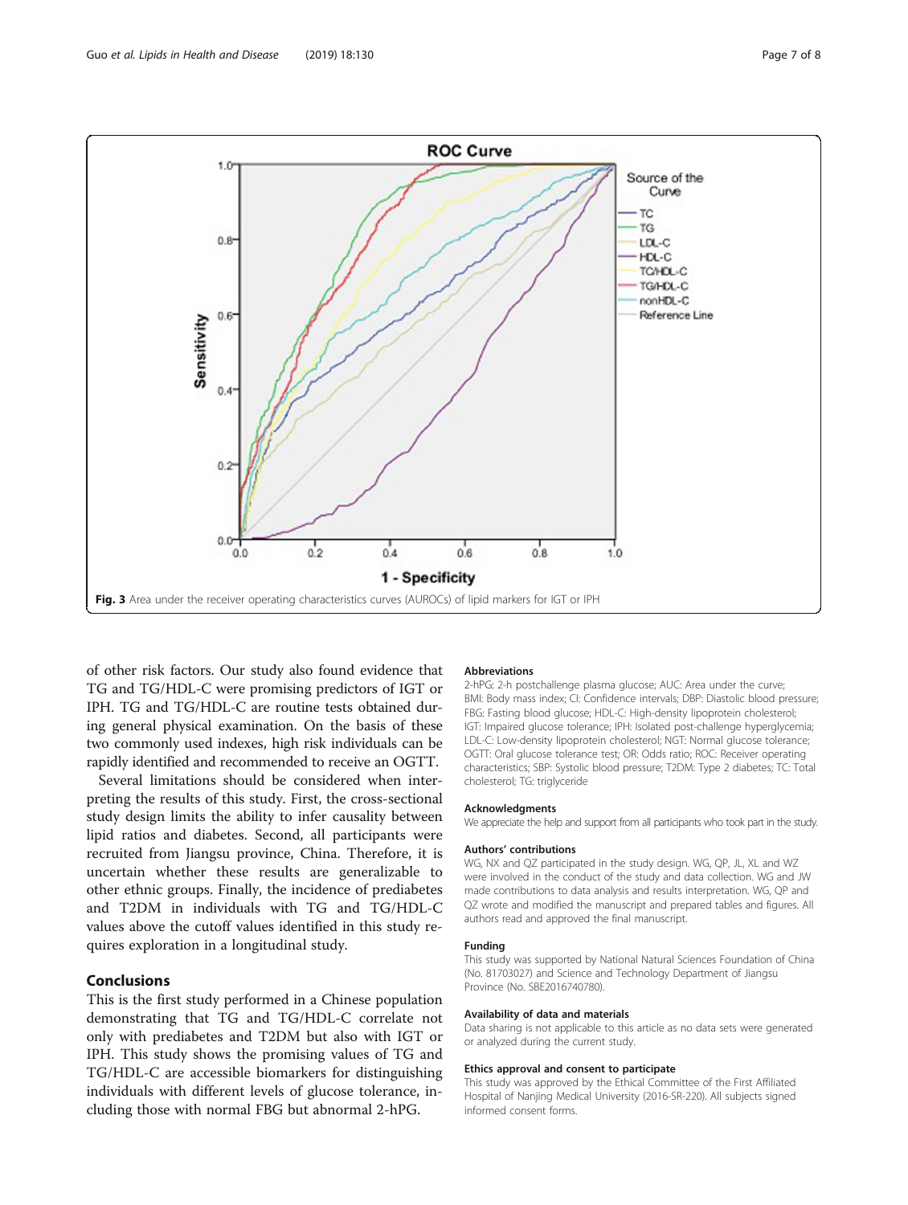Fig. 3 Area under the receiver operating characteristics curves (AUROCs) of lipid markers for IGT or IPH

of other risk factors. Our study also found evidence that TG and TG/HDL-C were promising predictors of IGT or IPH. TG and TG/HDL-C are routine tests obtained during general physical examination. On the basis of these two commonly used indexes, high risk individuals can be rapidly identified and recommended to receive an OGTT.

Several limitations should be considered when interpreting the results of this study. First, the cross-sectional study design limits the ability to infer causality between lipid ratios and diabetes. Second, all participants were recruited from Jiangsu province, China. Therefore, it is uncertain whether these results are generalizable to other ethnic groups. Finally, the incidence of prediabetes and T2DM in individuals with TG and TG/HDL-C values above the cutoff values identified in this study requires exploration in a longitudinal study.

## Conclusions

This is the first study performed in a Chinese population demonstrating that TG and TG/HDL-C correlate not only with prediabetes and T2DM but also with IGT or IPH. This study shows the promising values of TG and TG/HDL-C are accessible biomarkers for distinguishing individuals with different levels of glucose tolerance, including those with normal FBG but abnormal 2-hPG.

### Abbreviations

2-hPG: 2-h postchallenge plasma glucose; AUC: Area under the curve; BMI: Body mass index; CI: Confidence intervals; DBP: Diastolic blood pressure; FBG: Fasting blood glucose; HDL-C: High-density lipoprotein cholesterol; IGT: Impaired glucose tolerance; IPH: Isolated post-challenge hyperglycemia; LDL-C: Low-density lipoprotein cholesterol; NGT: Normal glucose tolerance; OGTT: Oral glucose tolerance test; OR: Odds ratio; ROC: Receiver operating characteristics; SBP: Systolic blood pressure; T2DM: Type 2 diabetes; TC: Total cholesterol; TG: triglyceride

### Acknowledgments

We appreciate the help and support from all participants who took part in the study.

### Authors' contributions

WG, NX and QZ participated in the study design. WG, QP, JL, XL and WZ were involved in the conduct of the study and data collection. WG and JW made contributions to data analysis and results interpretation. WG, QP and QZ wrote and modified the manuscript and prepared tables and figures. All authors read and approved the final manuscript.

### Funding

This study was supported by National Natural Sciences Foundation of China (No. 81703027) and Science and Technology Department of Jiangsu Province (No. SBE2016740780).

### Availability of data and materials

Data sharing is not applicable to this article as no data sets were generated or analyzed during the current study.

### Ethics approval and consent to participate

This study was approved by the Ethical Committee of the First Affiliated Hospital of Nanjing Medical University (2016-SR-220). All subjects signed informed consent forms.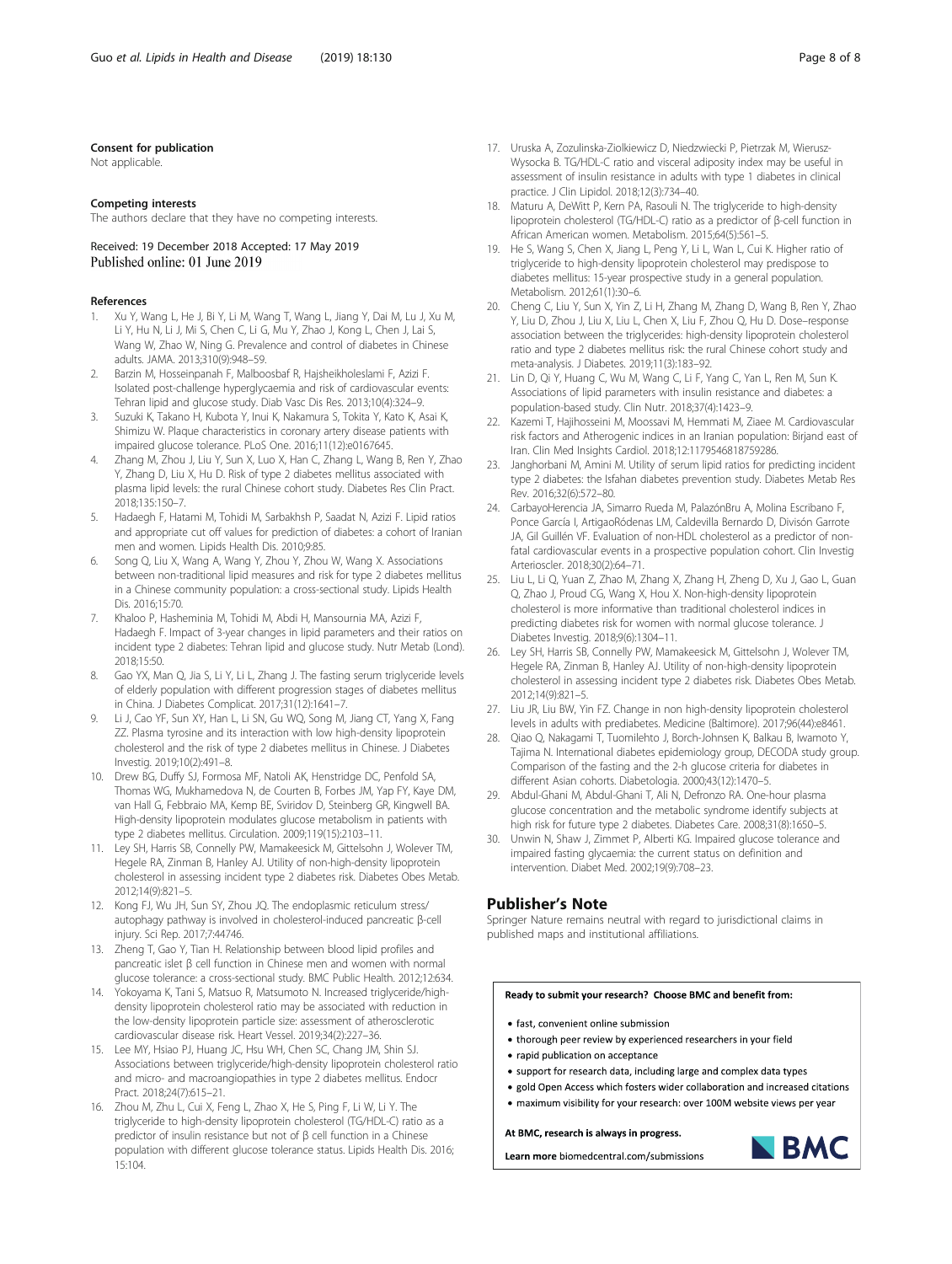#### Consent for publication

Not applicable.

#### Competing interests

The authors declare that they have no competing interests.

Received: 19 December 2018 Accepted: 17 May 2019
Published online: 01 June 2019

#### References

1. Xu Y, Wang L, He J, Bi Y, Li M, Wang T, Wang L, Jiang Y, Dai M, Lu J, Xu M, Li Y, Hu N, Li J, Mi S, Chen C, Li G, Mu Y, Zhao J, Kong L, Chen J, Lai S, Wang W, Zhao W, Ning G. Prevalence and control of diabetes in Chinese adults. JAMA. 2013;310(9):948–59.
2. Barzin M, Hosseinpanah F, Malboosbaf R, Hajsheikholeslami F, Azizi F. Isolated post-challenge hyperglycaemia and risk of cardiovascular events: Tehran lipid and glucose study. Diab Vasc Dis Res. 2013;10(4):324–9.
3. Suzuki K, Takano H, Kubota Y, Inui K, Nakamura S, Tokita Y, Kato K, Asai K, Shimizu W. Plaque characteristics in coronary artery disease patients with impaired glucose tolerance. PLoS One. 2016;11(12):e0167645.
4. Zhang M, Zhou J, Liu Y, Sun X, Luo X, Han C, Zhang L, Wang B, Ren Y, Zhao Y, Zhang D, Liu X, Hu D. Risk of type 2 diabetes mellitus associated with plasma lipid levels: the rural Chinese cohort study. Diabetes Res Clin Pract. 2018;135:150–7.
5. Hadaegh F, Hatami M, Tohidi M, Sarbakhsh P, Saadat N, Azizi F. Lipid ratios and appropriate cut off values for prediction of diabetes: a cohort of Iranian men and women. Lipids Health Dis. 2010;9:85.
6. Song Q, Liu X, Wang A, Wang Y, Zhou Y, Zhou W, Wang X. Associations between non-traditional lipid measures and risk for type 2 diabetes mellitus in a Chinese community population: a cross-sectional study. Lipids Health Dis. 2016;15:70.
7. Khaloo P, Hasheminia M, Tohidi M, Abdi H, Mansournia MA, Azizi F, Hadaegh F. Impact of 3-year changes in lipid parameters and their ratios on incident type 2 diabetes: Tehran lipid and glucose study. Nutr Metab (Lond). 2018;15:50.
8. Gao YX, Man Q, Jia S, Li Y, Li L, Zhang J. The fasting serum triglyceride levels of elderly population with different progression stages of diabetes mellitus in China. J Diabetes Complicat. 2017;31(12):1641–7.
9. Li J, Cao YF, Sun XY, Han L, Li SN, Gu WQ, Song M, Jiang CT, Yang X, Fang ZZ. Plasma tyrosine and its interaction with low high-density lipoprotein cholesterol and the risk of type 2 diabetes mellitus in Chinese. J Diabetes Investig. 2019;10(2):491–8.
10. Drew BG, Duffy SJ, Formosa MF, Natoli AK, Henstridge DC, Penfold SA, Thomas WG, Mukhamedova N, de Courten B, Forbes JM, Yap FY, Kaye DM, van Hall G, Febbraio MA, Kemp BE, Sviridov D, Steinberg GR, Kingwell BA. High-density lipoprotein modulates glucose metabolism in patients with type 2 diabetes mellitus. Circulation. 2009;119(15):2103–11.
11. Ley SH, Harris SB, Connelly PW, Mamakeesick M, Gittelsohn J, Wolever TM, Hegele RA, Zinman B, Hanley AJ. Utility of non-high-density lipoprotein cholesterol in assessing incident type 2 diabetes risk. Diabetes Obes Metab. 2012;14(9):821–5.
12. Kong FJ, Wu JH, Sun SY, Zhou JQ. The endoplasmic reticulum stress/ autophagy pathway is involved in cholesterol-induced pancreatic β-cell injury. Sci Rep. 2017;7:44746.
13. Zheng T, Gao Y, Tian H. Relationship between blood lipid profiles and pancreatic islet β cell function in Chinese men and women with normal glucose tolerance: a cross-sectional study. BMC Public Health. 2012;12:634.
14. Yokoyama K, Tani S, Matsuo R, Matsumoto N. Increased triglyceride/high-density lipoprotein cholesterol ratio may be associated with reduction in the low-density lipoprotein particle size: assessment of atherosclerotic cardiovascular disease risk. Heart Vessel. 2019;34(2):227–36.
15. Lee MY, Hsiao PJ, Huang JC, Hsu WH, Chen SC, Chang JM, Shin SJ. Associations between triglyceride/high-density lipoprotein cholesterol ratio and micro- and macroangiopathies in type 2 diabetes mellitus. Endocr Pract. 2018;24(7):615–21.
16. Zhou M, Zhu L, Cui X, Feng L, Zhao X, He S, Ping F, Li W, Li Y. The triglyceride to high-density lipoprotein cholesterol (TG/HDL-C) ratio as a predictor of insulin resistance but not of β cell function in a Chinese population with different glucose tolerance status. Lipids Health Dis. 2016; 15:104.
17. Uruska A, Zozulinska-Ziolkiewicz D, Niedzwiecki P, Pietrzak M, Wierusz-Wysocka B. TG/HDL-C ratio and visceral adiposity index may be useful in assessment of insulin resistance in adults with type 1 diabetes in clinical practice. J Clin Lipidol. 2018;12(3):734–40.
18. Maturu A, DeWitt P, Kern PA, Rasouli N. The triglyceride to high-density lipoprotein cholesterol (TG/HDL-C) ratio as a predictor of β-cell function in African American women. Metabolism. 2015;64(5):561–5.
19. He S, Wang S, Chen X, Jiang L, Peng Y, Li L, Wan L, Cui K. Higher ratio of triglyceride to high-density lipoprotein cholesterol may predispose to diabetes mellitus: 15-year prospective study in a general population. Metabolism. 2012;61(1):30–6.
20. Cheng C, Liu Y, Sun X, Yin Z, Li H, Zhang M, Zhang D, Wang B, Ren Y, Zhao Y, Liu D, Zhou J, Liu X, Liu L, Chen X, Liu F, Zhou Q, Hu D. Dose–response association between the triglycerides: high-density lipoprotein cholesterol ratio and type 2 diabetes mellitus risk: the rural Chinese cohort study and meta-analysis. J Diabetes. 2019;11(3):183–92.
21. Lin D, Qi Y, Huang C, Wu M, Wang C, Li F, Yang C, Yan L, Ren M, Sun K. Associations of lipid parameters with insulin resistance and diabetes: a population-based study. Clin Nutr. 2018;37(4):1423–9.
22. Kazemi T, Hajihosseini M, Moossavi M, Hemmati M, Ziaee M. Cardiovascular risk factors and Atherogenic indices in an Iranian population: Birjand east of Iran. Clin Med Insights Cardiol. 2018;12:1179546818759286.
23. Janghorbani M, Amini M. Utility of serum lipid ratios for predicting incident type 2 diabetes: the Isfahan diabetes prevention study. Diabetes Metab Res Rev. 2016;32(6):572–80.
24. CarbayoHerencia JA, Simarro Rueda M, PalazónBru A, Molina Escribano F, Ponce García I, ArtigaoRódenas LM, Caldevilla Bernardo D, Divisón Garrote JA, Gil Guillén VF. Evaluation of non-HDL cholesterol as a predictor of non-fatal cardiovascular events in a prospective population cohort. Clin Investig Arterioscler. 2018;30(2):64–71.
25. Liu L, Li Q, Yuan Z, Zhao M, Zhang X, Zhang H, Zheng D, Xu J, Gao L, Guan Q, Zhao J, Proud CG, Wang X, Hou X. Non-high-density lipoprotein cholesterol is more informative than traditional cholesterol indices in predicting diabetes risk for women with normal glucose tolerance. J Diabetes Investig. 2018;9(6):1304–11.
26. Ley SH, Harris SB, Connelly PW, Mamakeesick M, Gittelsohn J, Wolever TM, Hegele RA, Zinman B, Hanley AJ. Utility of non-high-density lipoprotein cholesterol in assessing incident type 2 diabetes risk. Diabetes Obes Metab. 2012;14(9):821–5.
27. Liu JR, Liu BW, Yin FZ. Change in non high-density lipoprotein cholesterol levels in adults with prediabetes. Medicine (Baltimore). 2017;96(44):e8461.
28. Qiao Q, Nakagami T, Tuomilehto J, Borch-Johnsen K, Balkau B, Iwamoto Y, Tajima N. International diabetes epidemiology group, DECODA study group. Comparison of the fasting and the 2-h glucose criteria for diabetes in different Asian cohorts. Diabetologia. 2000;43(12):1470–5.
29. Abdul-Ghani M, Abdul-Ghani T, Ali N, Defronzo RA. One-hour plasma glucose concentration and the metabolic syndrome identify subjects at high risk for future type 2 diabetes. Diabetes Care. 2008;31(8):1650–5.
30. Unwin N, Shaw J, Zimmet P, Alberti KG. Impaired glucose tolerance and impaired fasting glycaemia: the current status on definition and intervention. Diabet Med. 2002;19(9):708–23.

## Publisher's Note

Springer Nature remains neutral with regard to jurisdictional claims in published maps and institutional affiliations.

**Ready to submit your research? Choose BMC and benefit from:**

- fast, convenient online submission
- thorough peer review by experienced researchers in your field
- rapid publication on acceptance
- support for research data, including large and complex data types
- gold Open Access which fosters wider collaboration and increased citations
- maximum visibility for your research: over 100M website views per year

**At BMC, research is always in progress.**

**Learn more** biomedcentral.com/submissions

BMC